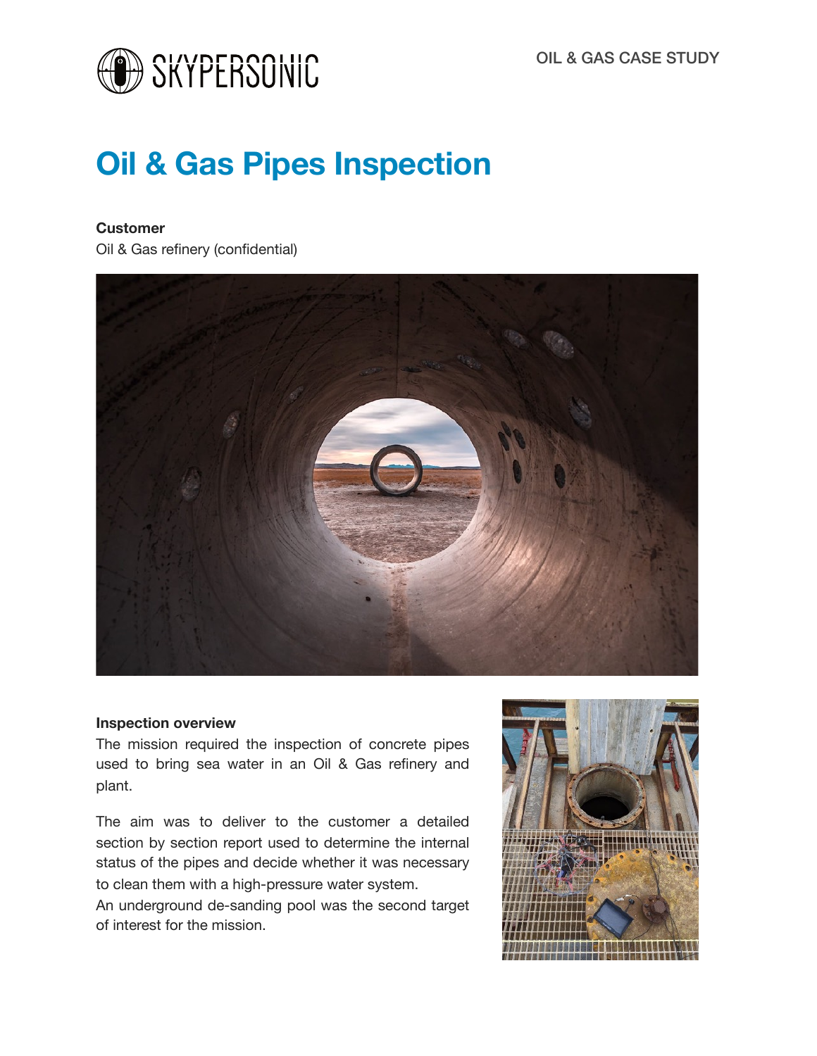SKYPERSONIC

OIL & GAS CASE STUDY

# Oil & Gas Pipes Inspection

**Customer**

Oil & Gas refinery (confidential)

**Inspection overview**

The mission required the inspection of concrete pipes used to bring sea water in an Oil & Gas refinery and plant.

The aim was to deliver to the customer a detailed section by section report used to determine the internal status of the pipes and decide whether it was necessary to clean them with a high-pressure water system.
An underground de-sanding pool was the second target of interest for the mission.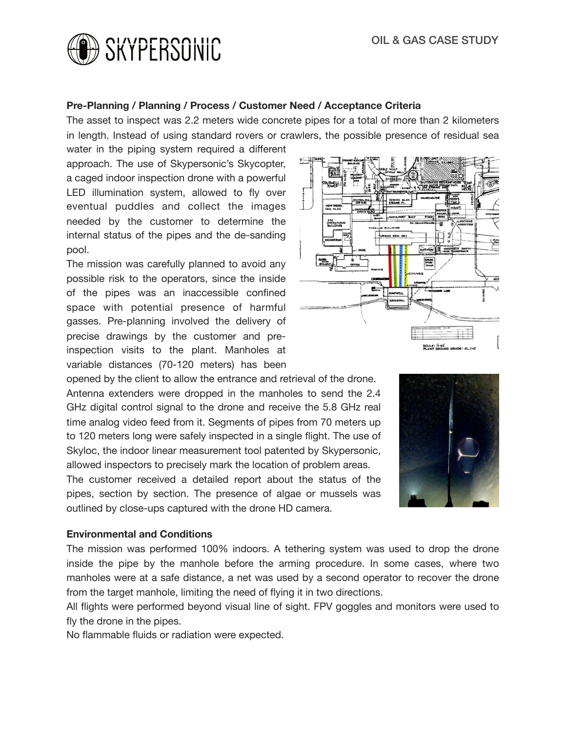## Pre-Planning / Planning / Process / Customer Need / Acceptance Criteria

The asset to inspect was 2.2 meters wide concrete pipes for a total of more than 2 kilometers in length. Instead of using standard rovers or crawlers, the possible presence of residual sea water in the piping system required a different approach. The use of Skypersonic's Skycopter, a caged indoor inspection drone with a powerful LED illumination system, allowed to fly over eventual puddles and collect the images needed by the customer to determine the internal status of the pipes and the de-sanding pool.

The mission was carefully planned to avoid any possible risk to the operators, since the inside of the pipes was an inaccessible confined space with potential presence of harmful gasses. Pre-planning involved the delivery of precise drawings by the customer and pre-inspection visits to the plant. Manholes at variable distances (70-120 meters) has been opened by the client to allow the entrance and retrieval of the drone.

Antenna extenders were dropped in the manholes to send the 2.4 GHz digital control signal to the drone and receive the 5.8 GHz real time analog video feed from it. Segments of pipes from 70 meters up to 120 meters long were safely inspected in a single flight. The use of Skyloc, the indoor linear measurement tool patented by Skypersonic, allowed inspectors to precisely mark the location of problem areas.

The customer received a detailed report about the status of the pipes, section by section. The presence of algae or mussels was outlined by close-ups captured with the drone HD camera.

## Environmental and Conditions

The mission was performed 100% indoors. A tethering system was used to drop the drone inside the pipe by the manhole before the arming procedure. In some cases, where two manholes were at a safe distance, a net was used by a second operator to recover the drone from the target manhole, limiting the need of flying it in two directions.

All flights were performed beyond visual line of sight. FPV goggles and monitors were used to fly the drone in the pipes.

No flammable fluids or radiation were expected.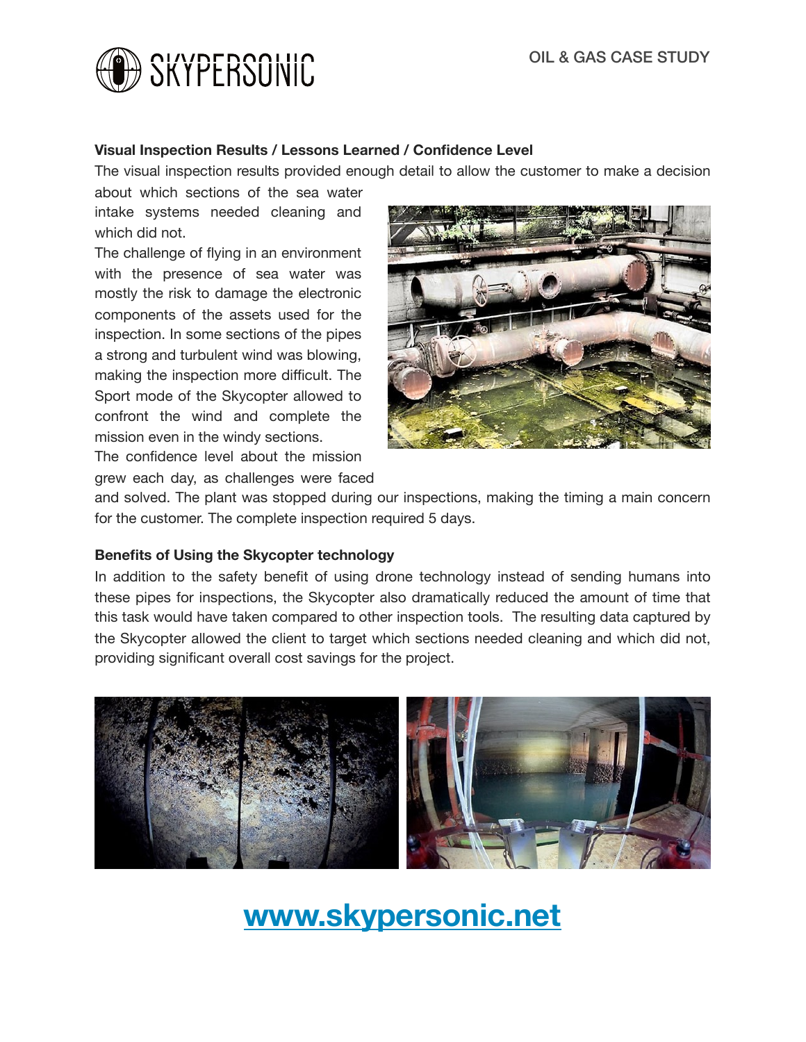### Visual Inspection Results / Lessons Learned / Confidence Level

The visual inspection results provided enough detail to allow the customer to make a decision about which sections of the sea water intake systems needed cleaning and which did not.

The challenge of flying in an environment with the presence of sea water was mostly the risk to damage the electronic components of the assets used for the inspection. In some sections of the pipes a strong and turbulent wind was blowing, making the inspection more difficult. The Sport mode of the Skycopter allowed to confront the wind and complete the mission even in the windy sections.

The confidence level about the mission grew each day, as challenges were faced and solved. The plant was stopped during our inspections, making the timing a main concern for the customer. The complete inspection required 5 days.

### Benefits of Using the Skycopter technology

In addition to the safety benefit of using drone technology instead of sending humans into these pipes for inspections, the Skycopter also dramatically reduced the amount of time that this task would have taken compared to other inspection tools. The resulting data captured by the Skycopter allowed the client to target which sections needed cleaning and which did not, providing significant overall cost savings for the project.

**www.skypersonic.net**